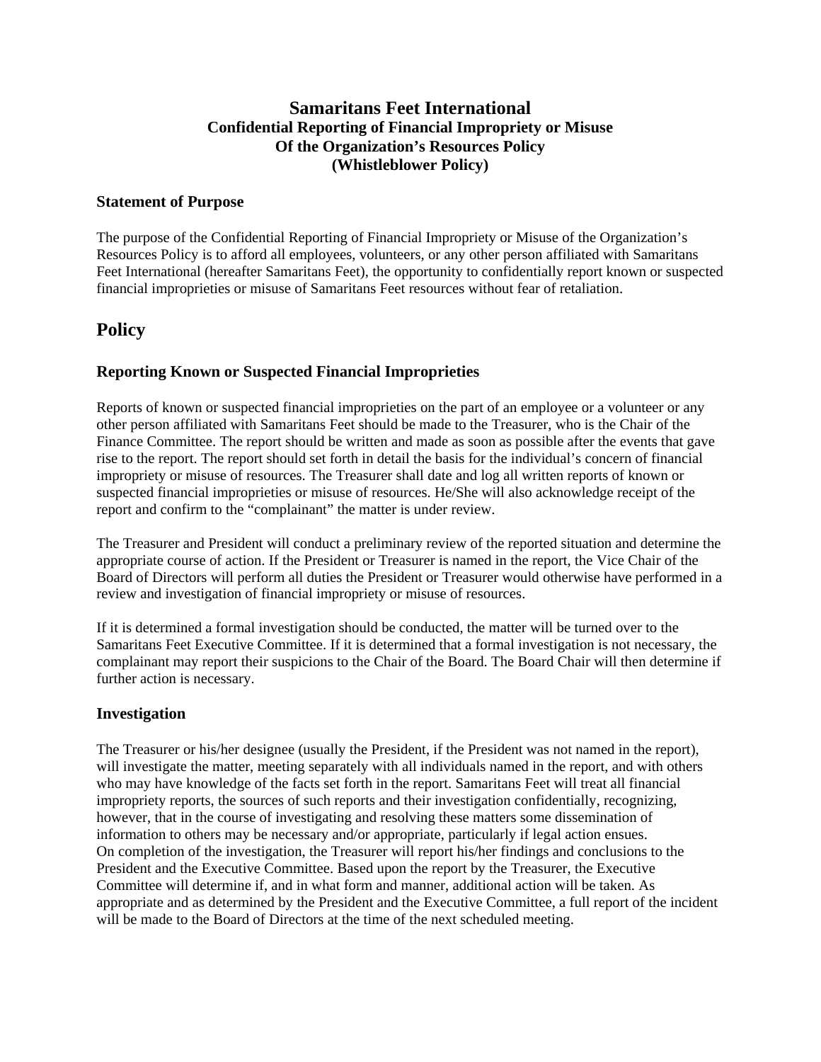# Samaritans Feet International
## Confidential Reporting of Financial Impropriety or Misuse Of the Organization's Resources Policy (Whistleblower Policy)

### Statement of Purpose

The purpose of the Confidential Reporting of Financial Impropriety or Misuse of the Organization's Resources Policy is to afford all employees, volunteers, or any other person affiliated with Samaritans Feet International (hereafter Samaritans Feet), the opportunity to confidentially report known or suspected financial improprieties or misuse of Samaritans Feet resources without fear of retaliation.

## Policy

### Reporting Known or Suspected Financial Improprieties

Reports of known or suspected financial improprieties on the part of an employee or a volunteer or any other person affiliated with Samaritans Feet should be made to the Treasurer, who is the Chair of the Finance Committee. The report should be written and made as soon as possible after the events that gave rise to the report. The report should set forth in detail the basis for the individual's concern of financial impropriety or misuse of resources. The Treasurer shall date and log all written reports of known or suspected financial improprieties or misuse of resources. He/She will also acknowledge receipt of the report and confirm to the "complainant" the matter is under review.

The Treasurer and President will conduct a preliminary review of the reported situation and determine the appropriate course of action. If the President or Treasurer is named in the report, the Vice Chair of the Board of Directors will perform all duties the President or Treasurer would otherwise have performed in a review and investigation of financial impropriety or misuse of resources.

If it is determined a formal investigation should be conducted, the matter will be turned over to the Samaritans Feet Executive Committee. If it is determined that a formal investigation is not necessary, the complainant may report their suspicions to the Chair of the Board. The Board Chair will then determine if further action is necessary.

### Investigation

The Treasurer or his/her designee (usually the President, if the President was not named in the report), will investigate the matter, meeting separately with all individuals named in the report, and with others who may have knowledge of the facts set forth in the report. Samaritans Feet will treat all financial impropriety reports, the sources of such reports and their investigation confidentially, recognizing, however, that in the course of investigating and resolving these matters some dissemination of information to others may be necessary and/or appropriate, particularly if legal action ensues.
On completion of the investigation, the Treasurer will report his/her findings and conclusions to the President and the Executive Committee. Based upon the report by the Treasurer, the Executive Committee will determine if, and in what form and manner, additional action will be taken. As appropriate and as determined by the President and the Executive Committee, a full report of the incident will be made to the Board of Directors at the time of the next scheduled meeting.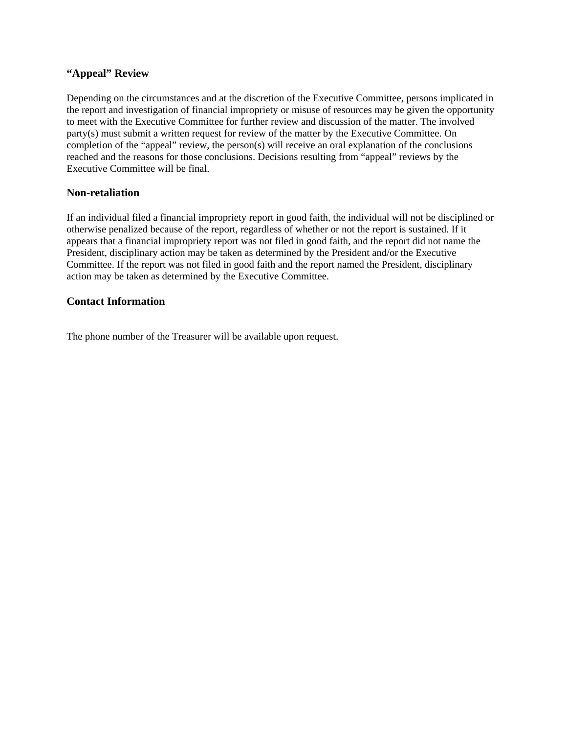## “Appeal” Review

Depending on the circumstances and at the discretion of the Executive Committee, persons implicated in the report and investigation of financial impropriety or misuse of resources may be given the opportunity to meet with the Executive Committee for further review and discussion of the matter. The involved party(s) must submit a written request for review of the matter by the Executive Committee. On completion of the “appeal” review, the person(s) will receive an oral explanation of the conclusions reached and the reasons for those conclusions. Decisions resulting from “appeal” reviews by the Executive Committee will be final.

## Non-retaliation

If an individual filed a financial impropriety report in good faith, the individual will not be disciplined or otherwise penalized because of the report, regardless of whether or not the report is sustained. If it appears that a financial impropriety report was not filed in good faith, and the report did not name the President, disciplinary action may be taken as determined by the President and/or the Executive Committee. If the report was not filed in good faith and the report named the President, disciplinary action may be taken as determined by the Executive Committee.

## Contact Information

The phone number of the Treasurer will be available upon request.